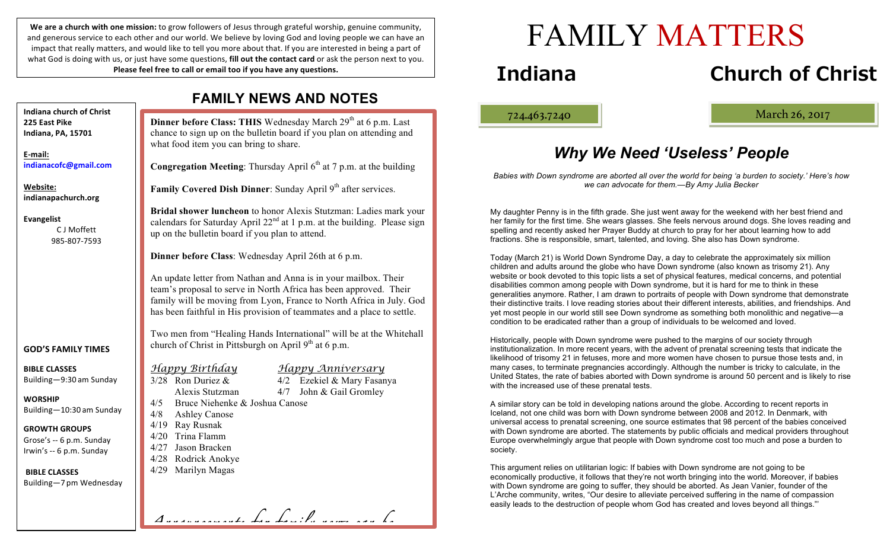**We are a church with one mission:** to grow followers of Jesus through grateful worship, genuine community, and generous service to each other and our world. We believe by loving God and loving people we can have an impact that really matters, and would like to tell you more about that. If you are interested in being a part of what God is doing with us, or just have some questions, **fill out the contact card** or ask the person next to you. **Please feel free to call or email too if you have any questions.**

**Indiana church of Christ**
**225 East Pike**
**Indiana, PA, 15701**

**E-mail:**
**indianacofc@gmail.com**

**Website:**
**indianapachurch.org**

**Evangelist**
C J Moffett
985-807-7593

**GOD'S FAMILY TIMES**

**BIBLE CLASSES**
Building—9:30 am Sunday

**WORSHIP**
Building—10:30 am Sunday

**GROWTH GROUPS**
Grose's -- 6 p.m. Sunday
Irwin's -- 6 p.m. Sunday

**BIBLE CLASSES**
Building—7 pm Wednesday

## FAMILY NEWS AND NOTES

**Dinner before Class: THIS** Wednesday March 29th at 6 p.m. Last chance to sign up on the bulletin board if you plan on attending and what food item you can bring to share.

**Congregation Meeting**: Thursday April 6th at 7 p.m. at the building

**Family Covered Dish Dinner**: Sunday April 9th after services.

**Bridal shower luncheon** to honor Alexis Stutzman: Ladies mark your calendars for Saturday April 22nd at 1 p.m. at the building. Please sign up on the bulletin board if you plan to attend.

**Dinner before Class**: Wednesday April 26th at 6 p.m.

An update letter from Nathan and Anna is in your mailbox. Their team's proposal to serve in North Africa has been approved. Their family will be moving from Lyon, France to North Africa in July. God has been faithful in His provision of teammates and a place to settle.

Two men from "Healing Hands International" will be at the Whitehall church of Christ in Pittsburgh on April 9th at 6 p.m.

*Happy Birthday*
- 3/28 Ron Duriez & Alexis Stutzman
- 4/5 Bruce Niehenke & Joshua Canose
- 4/8 Ashley Canose
- 4/19 Ray Rusnak
- 4/20 Trina Flamm
- 4/27 Jason Bracken
- 4/28 Rodrick Anokye
- 4/29 Marilyn Magas

*Happy Anniversary*
- 4/2 Ezekiel & Mary Fasanya
- 4/7 John & Gail Gromley

*Announcements for family news can be*

# FAMILY MATTERS

## Indiana Church of Christ

724.463.7240

March 26, 2017

## *Why We Need 'Useless' People*

*Babies with Down syndrome are aborted all over the world for being 'a burden to society.' Here's how we can advocate for them.—By Amy Julia Becker*

My daughter Penny is in the fifth grade. She just went away for the weekend with her best friend and her family for the first time. She wears glasses. She feels nervous around dogs. She loves reading and spelling and recently asked her Prayer Buddy at church to pray for her about learning how to add fractions. She is responsible, smart, talented, and loving. She also has Down syndrome.

Today (March 21) is World Down Syndrome Day, a day to celebrate the approximately six million children and adults around the globe who have Down syndrome (also known as trisomy 21). Any website or book devoted to this topic lists a set of physical features, medical concerns, and potential disabilities common among people with Down syndrome, but it is hard for me to think in these generalities anymore. Rather, I am drawn to portraits of people with Down syndrome that demonstrate their distinctive traits. I love reading stories about their different interests, abilities, and friendships. And yet most people in our world still see Down syndrome as something both monolithic and negative—a condition to be eradicated rather than a group of individuals to be welcomed and loved.

Historically, people with Down syndrome were pushed to the margins of our society through institutionalization. In more recent years, with the advent of prenatal screening tests that indicate the likelihood of trisomy 21 in fetuses, more and more women have chosen to pursue those tests and, in many cases, to terminate pregnancies accordingly. Although the number is tricky to calculate, in the United States, the rate of babies aborted with Down syndrome is around 50 percent and is likely to rise with the increased use of these prenatal tests.

A similar story can be told in developing nations around the globe. According to recent reports in Iceland, not one child was born with Down syndrome between 2008 and 2012. In Denmark, with universal access to prenatal screening, one source estimates that 98 percent of the babies conceived with Down syndrome are aborted. The statements by public officials and medical providers throughout Europe overwhelmingly argue that people with Down syndrome cost too much and pose a burden to society.

This argument relies on utilitarian logic: If babies with Down syndrome are not going to be economically productive, it follows that they're not worth bringing into the world. Moreover, if babies with Down syndrome are going to suffer, they should be aborted. As Jean Vanier, founder of the L'Arche community, writes, "Our desire to alleviate perceived suffering in the name of compassion easily leads to the destruction of people whom God has created and loves beyond all things."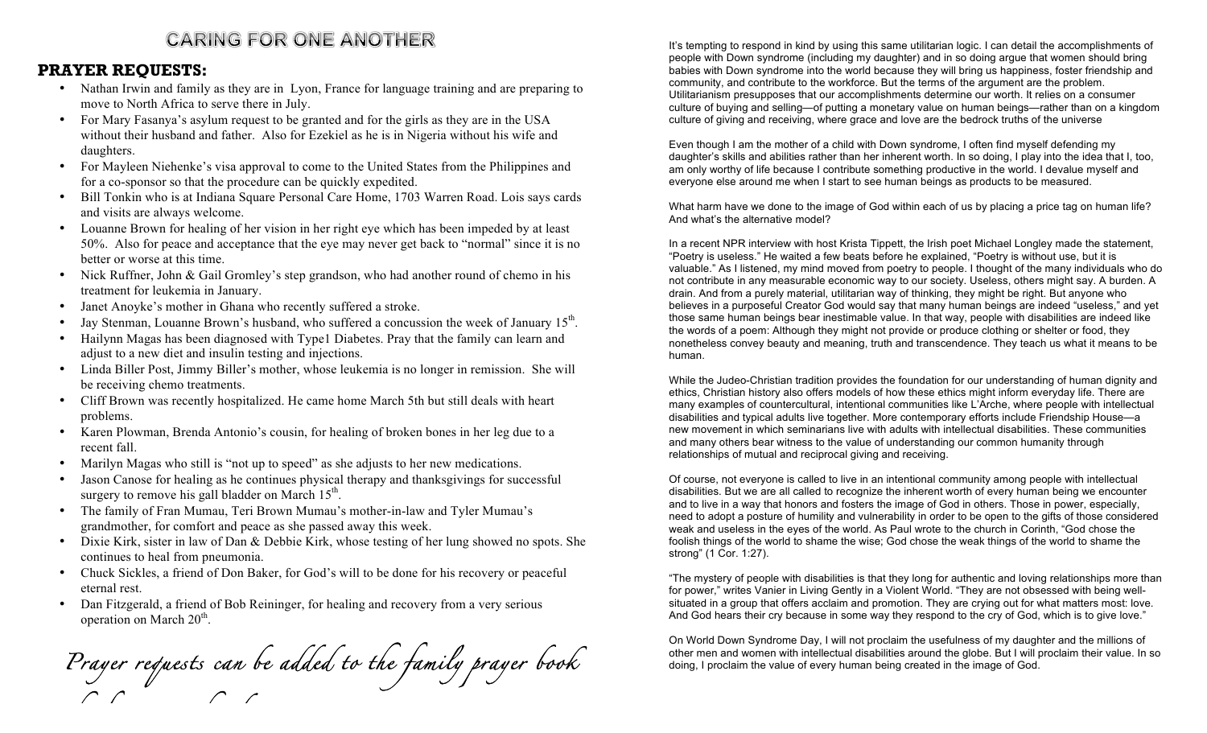# CARING FOR ONE ANOTHER

## PRAYER REQUESTS:

- Nathan Irwin and family as they are in Lyon, France for language training and are preparing to move to North Africa to serve there in July.
- For Mary Fasanya's asylum request to be granted and for the girls as they are in the USA without their husband and father. Also for Ezekiel as he is in Nigeria without his wife and daughters.
- For Mayleen Niehenke's visa approval to come to the United States from the Philippines and for a co-sponsor so that the procedure can be quickly expedited.
- Bill Tonkin who is at Indiana Square Personal Care Home, 1703 Warren Road. Lois says cards and visits are always welcome.
- Louanne Brown for healing of her vision in her right eye which has been impeded by at least 50%. Also for peace and acceptance that the eye may never get back to "normal" since it is no better or worse at this time.
- Nick Ruffner, John & Gail Gromley's step grandson, who had another round of chemo in his treatment for leukemia in January.
- Janet Anoyke's mother in Ghana who recently suffered a stroke.
- Jay Stenman, Louanne Brown's husband, who suffered a concussion the week of January 15th.
- Hailynn Magas has been diagnosed with Type1 Diabetes. Pray that the family can learn and adjust to a new diet and insulin testing and injections.
- Linda Biller Post, Jimmy Biller's mother, whose leukemia is no longer in remission. She will be receiving chemo treatments.
- Cliff Brown was recently hospitalized. He came home March 5th but still deals with heart problems.
- Karen Plowman, Brenda Antonio's cousin, for healing of broken bones in her leg due to a recent fall.
- Marilyn Magas who still is "not up to speed" as she adjusts to her new medications.
- Jason Canose for healing as he continues physical therapy and thanksgivings for successful surgery to remove his gall bladder on March 15th.
- The family of Fran Mumau, Teri Brown Mumau's mother-in-law and Tyler Mumau's grandmother, for comfort and peace as she passed away this week.
- Dixie Kirk, sister in law of Dan & Debbie Kirk, whose testing of her lung showed no spots. She continues to heal from pneumonia.
- Chuck Sickles, a friend of Don Baker, for God's will to be done for his recovery or peaceful eternal rest.
- Dan Fitzgerald, a friend of Bob Reininger, for healing and recovery from a very serious operation on March 20th.

*Prayer requests can be added to the family prayer book*

It's tempting to respond in kind by using this same utilitarian logic. I can detail the accomplishments of people with Down syndrome (including my daughter) and in so doing argue that women should bring babies with Down syndrome into the world because they will bring us happiness, foster friendship and community, and contribute to the workforce. But the terms of the argument are the problem. Utilitarianism presupposes that our accomplishments determine our worth. It relies on a consumer culture of buying and selling—of putting a monetary value on human beings—rather than on a kingdom culture of giving and receiving, where grace and love are the bedrock truths of the universe

Even though I am the mother of a child with Down syndrome, I often find myself defending my daughter's skills and abilities rather than her inherent worth. In so doing, I play into the idea that I, too, am only worthy of life because I contribute something productive in the world. I devalue myself and everyone else around me when I start to see human beings as products to be measured.

What harm have we done to the image of God within each of us by placing a price tag on human life? And what's the alternative model?

In a recent NPR interview with host Krista Tippett, the Irish poet Michael Longley made the statement, "Poetry is useless." He waited a few beats before he explained, "Poetry is without use, but it is valuable." As I listened, my mind moved from poetry to people. I thought of the many individuals who do not contribute in any measurable economic way to our society. Useless, others might say. A burden. A drain. And from a purely material, utilitarian way of thinking, they might be right. But anyone who believes in a purposeful Creator God would say that many human beings are indeed "useless," and yet those same human beings bear inestimable value. In that way, people with disabilities are indeed like the words of a poem: Although they might not provide or produce clothing or shelter or food, they nonetheless convey beauty and meaning, truth and transcendence. They teach us what it means to be human.

While the Judeo-Christian tradition provides the foundation for our understanding of human dignity and ethics, Christian history also offers models of how these ethics might inform everyday life. There are many examples of countercultural, intentional communities like L'Arche, where people with intellectual disabilities and typical adults live together. More contemporary efforts include Friendship House—a new movement in which seminarians live with adults with intellectual disabilities. These communities and many others bear witness to the value of understanding our common humanity through relationships of mutual and reciprocal giving and receiving.

Of course, not everyone is called to live in an intentional community among people with intellectual disabilities. But we are all called to recognize the inherent worth of every human being we encounter and to live in a way that honors and fosters the image of God in others. Those in power, especially, need to adopt a posture of humility and vulnerability in order to be open to the gifts of those considered weak and useless in the eyes of the world. As Paul wrote to the church in Corinth, "God chose the foolish things of the world to shame the wise; God chose the weak things of the world to shame the strong" (1 Cor. 1:27).

"The mystery of people with disabilities is that they long for authentic and loving relationships more than for power," writes Vanier in Living Gently in a Violent World. "They are not obsessed with being well-situated in a group that offers acclaim and promotion. They are crying out for what matters most: love. And God hears their cry because in some way they respond to the cry of God, which is to give love."

On World Down Syndrome Day, I will not proclaim the usefulness of my daughter and the millions of other men and women with intellectual disabilities around the globe. But I will proclaim their value. In so doing, I proclaim the value of every human being created in the image of God.